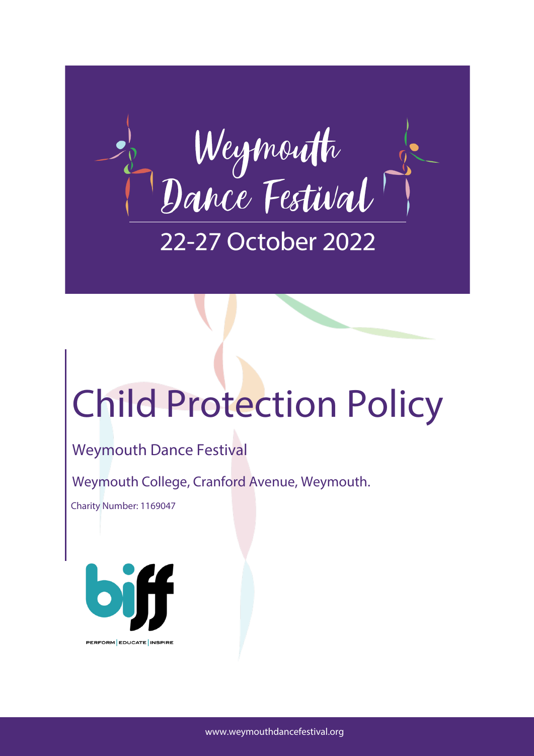Weymouth Dance Festival

22-27 October 2022

# Child Protection Policy

Weymouth Dance Festival

Weymouth College, Cranford Avenue, Weymouth.

Charity Number: 1169047

biff

PERFORM | EDUCATE | INSPIRE

www.weymouthdancefestival.org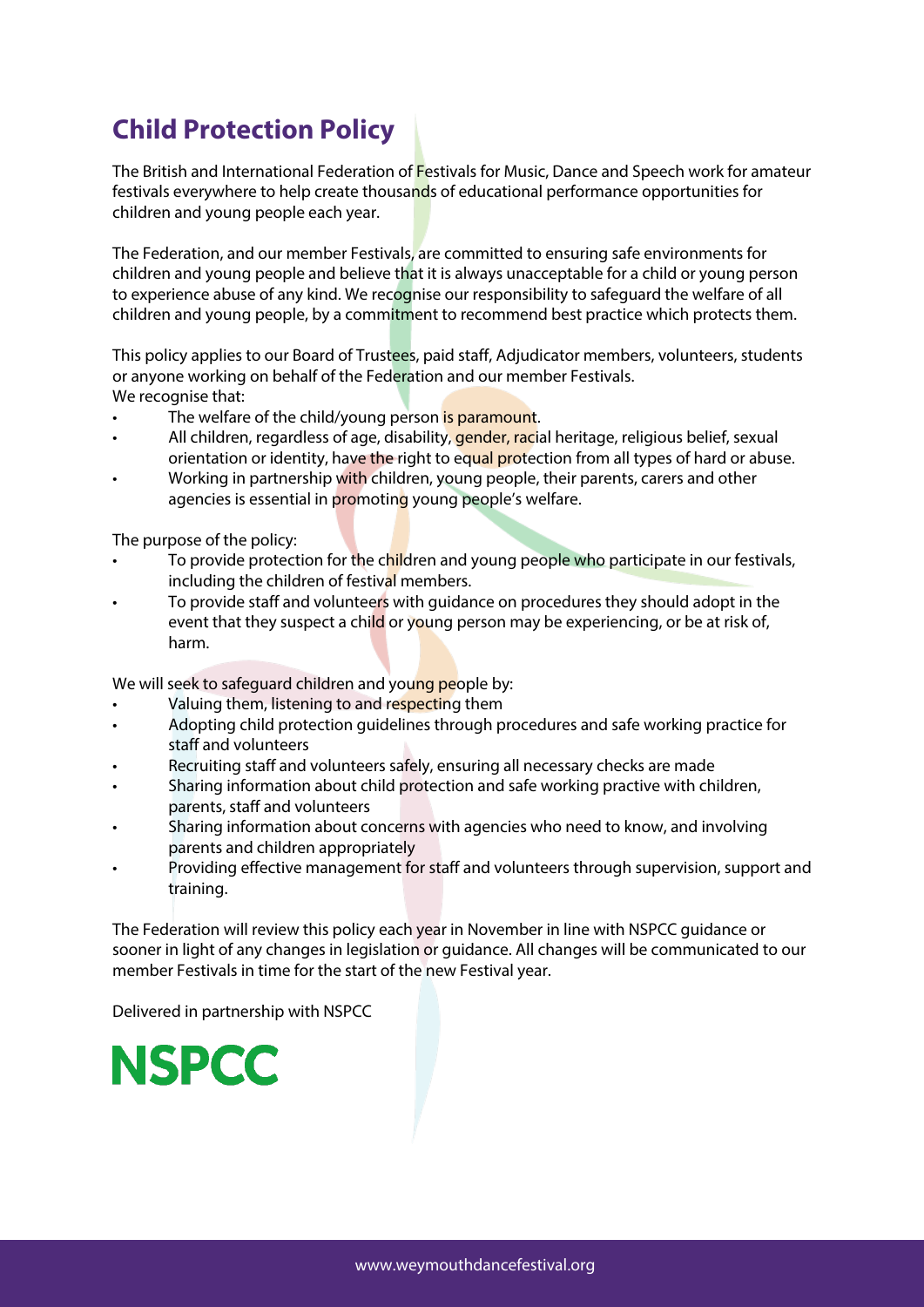# Child Protection Policy

The British and International Federation of Festivals for Music, Dance and Speech work for amateur festivals everywhere to help create thousands of educational performance opportunities for children and young people each year.

The Federation, and our member Festivals, are committed to ensuring safe environments for children and young people and believe that it is always unacceptable for a child or young person to experience abuse of any kind. We recognise our responsibility to safeguard the welfare of all children and young people, by a commitment to recommend best practice which protects them.

This policy applies to our Board of Trustees, paid staff, Adjudicator members, volunteers, students or anyone working on behalf of the Federation and our member Festivals.
We recognise that:

- The welfare of the child/young person is paramount.
- All children, regardless of age, disability, gender, racial heritage, religious belief, sexual orientation or identity, have the right to equal protection from all types of hard or abuse.
- Working in partnership with children, young people, their parents, carers and other agencies is essential in promoting young people's welfare.

The purpose of the policy:

- To provide protection for the children and young people who participate in our festivals, including the children of festival members.
- To provide staff and volunteers with guidance on procedures they should adopt in the event that they suspect a child or young person may be experiencing, or be at risk of, harm.

We will seek to safeguard children and young people by:

- Valuing them, listening to and respecting them
- Adopting child protection guidelines through procedures and safe working practice for staff and volunteers
- Recruiting staff and volunteers safely, ensuring all necessary checks are made
- Sharing information about child protection and safe working practive with children, parents, staff and volunteers
- Sharing information about concerns with agencies who need to know, and involving parents and children appropriately
- Providing effective management for staff and volunteers through supervision, support and training.

The Federation will review this policy each year in November in line with NSPCC guidance or sooner in light of any changes in legislation or guidance. All changes will be communicated to our member Festivals in time for the start of the new Festival year.

Delivered in partnership with NSPCC

NSPCC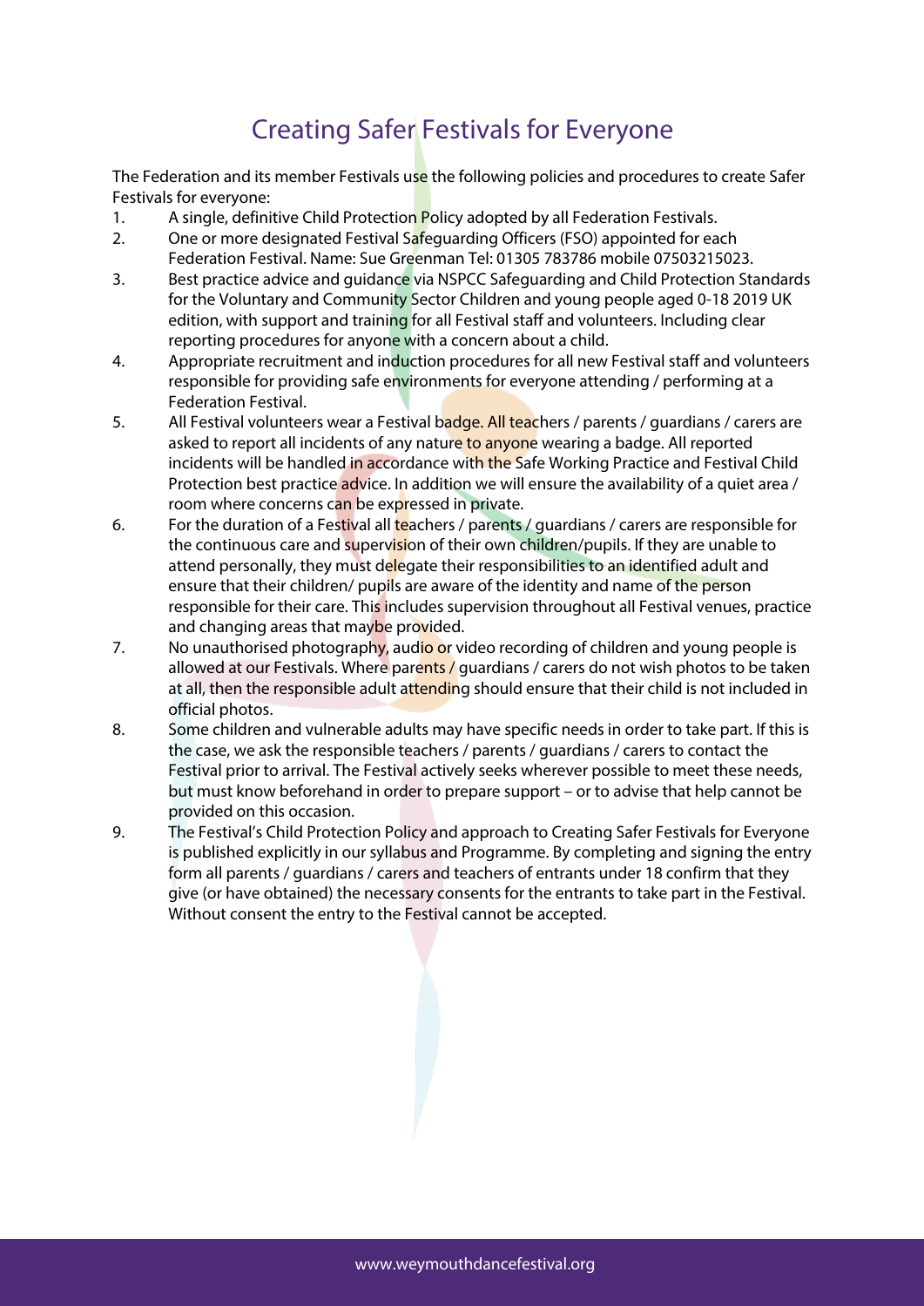# Creating Safer Festivals for Everyone

The Federation and its member Festivals use the following policies and procedures to create Safer Festivals for everyone:

1. A single, definitive Child Protection Policy adopted by all Federation Festivals.
2. One or more designated Festival Safeguarding Officers (FSO) appointed for each Federation Festival. Name: Sue Greenman Tel: 01305 783786 mobile 07503215023.
3. Best practice advice and guidance via NSPCC Safeguarding and Child Protection Standards for the Voluntary and Community Sector Children and young people aged 0-18 2019 UK edition, with support and training for all Festival staff and volunteers. Including clear reporting procedures for anyone with a concern about a child.
4. Appropriate recruitment and induction procedures for all new Festival staff and volunteers responsible for providing safe environments for everyone attending / performing at a Federation Festival.
5. All Festival volunteers wear a Festival badge. All teachers / parents / guardians / carers are asked to report all incidents of any nature to anyone wearing a badge. All reported incidents will be handled in accordance with the Safe Working Practice and Festival Child Protection best practice advice. In addition we will ensure the availability of a quiet area / room where concerns can be expressed in private.
6. For the duration of a Festival all teachers / parents / guardians / carers are responsible for the continuous care and supervision of their own children/pupils. If they are unable to attend personally, they must delegate their responsibilities to an identified adult and ensure that their children/ pupils are aware of the identity and name of the person responsible for their care. This includes supervision throughout all Festival venues, practice and changing areas that maybe provided.
7. No unauthorised photography, audio or video recording of children and young people is allowed at our Festivals. Where parents / guardians / carers do not wish photos to be taken at all, then the responsible adult attending should ensure that their child is not included in official photos.
8. Some children and vulnerable adults may have specific needs in order to take part. If this is the case, we ask the responsible teachers / parents / guardians / carers to contact the Festival prior to arrival. The Festival actively seeks wherever possible to meet these needs, but must know beforehand in order to prepare support – or to advise that help cannot be provided on this occasion.
9. The Festival's Child Protection Policy and approach to Creating Safer Festivals for Everyone is published explicitly in our syllabus and Programme. By completing and signing the entry form all parents / guardians / carers and teachers of entrants under 18 confirm that they give (or have obtained) the necessary consents for the entrants to take part in the Festival. Without consent the entry to the Festival cannot be accepted.

www.weymouthdancefestival.org